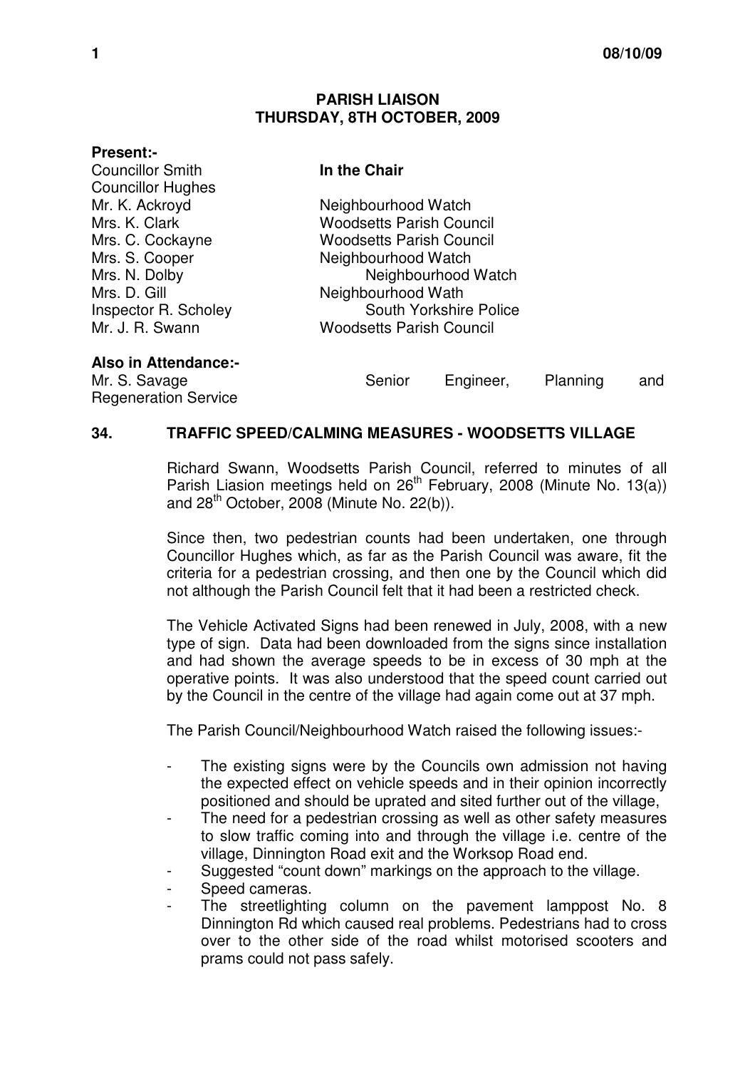**PARISH LIAISON**
**THURSDAY, 8TH OCTOBER, 2009**

**Present:-**

| | |
|---|---|
| Councillor Smith | **In the Chair** |
| Councillor Hughes | |
| Mr. K. Ackroyd | Neighbourhood Watch |
| Mrs. K. Clark | Woodsetts Parish Council |
| Mrs. C. Cockayne | Woodsetts Parish Council |
| Mrs. S. Cooper | Neighbourhood Watch |
| Mrs. N. Dolby | Neighbourhood Watch |
| Mrs. D. Gill | Neighbourhood Wath |
| Inspector R. Scholey | South Yorkshire Police |
| Mr. J. R. Swann | Woodsetts Parish Council |

**Also in Attendance:-**

Mr. S. Savage Senior Engineer, Planning and Regeneration Service

## 34. TRAFFIC SPEED/CALMING MEASURES - WOODSETTS VILLAGE

Richard Swann, Woodsetts Parish Council, referred to minutes of all Parish Liasion meetings held on 26th February, 2008 (Minute No. 13(a)) and 28th October, 2008 (Minute No. 22(b)).

Since then, two pedestrian counts had been undertaken, one through Councillor Hughes which, as far as the Parish Council was aware, fit the criteria for a pedestrian crossing, and then one by the Council which did not although the Parish Council felt that it had been a restricted check.

The Vehicle Activated Signs had been renewed in July, 2008, with a new type of sign. Data had been downloaded from the signs since installation and had shown the average speeds to be in excess of 30 mph at the operative points. It was also understood that the speed count carried out by the Council in the centre of the village had again come out at 37 mph.

The Parish Council/Neighbourhood Watch raised the following issues:-

- The existing signs were by the Councils own admission not having the expected effect on vehicle speeds and in their opinion incorrectly positioned and should be uprated and sited further out of the village,
- The need for a pedestrian crossing as well as other safety measures to slow traffic coming into and through the village i.e. centre of the village, Dinnington Road exit and the Worksop Road end.
- Suggested "count down" markings on the approach to the village.
- Speed cameras.
- The streetlighting column on the pavement lamppost No. 8 Dinnington Rd which caused real problems. Pedestrians had to cross over to the other side of the road whilst motorised scooters and prams could not pass safely.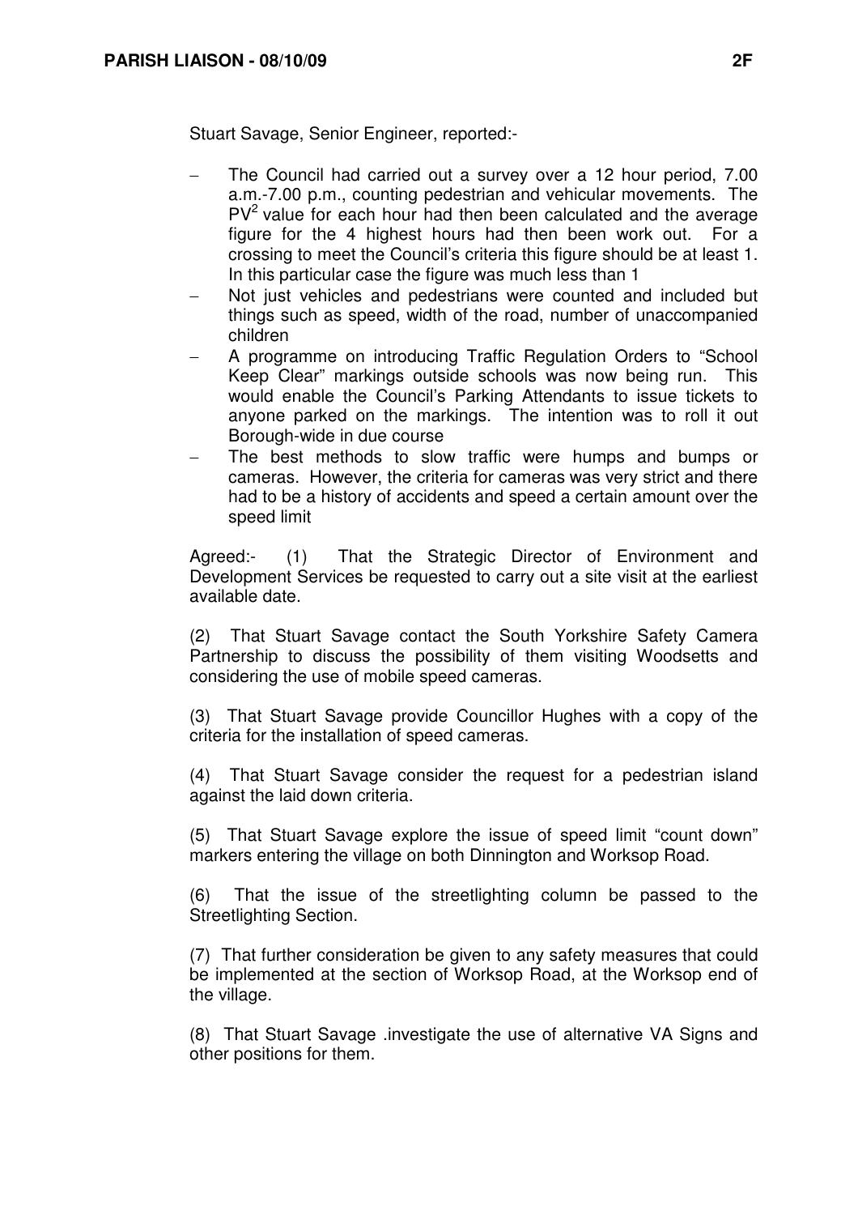Stuart Savage, Senior Engineer, reported:-

- The Council had carried out a survey over a 12 hour period, 7.00 a.m.-7.00 p.m., counting pedestrian and vehicular movements. The $PV^2$ value for each hour had then been calculated and the average figure for the 4 highest hours had then been work out. For a crossing to meet the Council's criteria this figure should be at least 1. In this particular case the figure was much less than 1
- Not just vehicles and pedestrians were counted and included but things such as speed, width of the road, number of unaccompanied children
- A programme on introducing Traffic Regulation Orders to "School Keep Clear" markings outside schools was now being run. This would enable the Council's Parking Attendants to issue tickets to anyone parked on the markings. The intention was to roll it out Borough-wide in due course
- The best methods to slow traffic were humps and bumps or cameras. However, the criteria for cameras was very strict and there had to be a history of accidents and speed a certain amount over the speed limit

Agreed:- (1) That the Strategic Director of Environment and Development Services be requested to carry out a site visit at the earliest available date.

(2) That Stuart Savage contact the South Yorkshire Safety Camera Partnership to discuss the possibility of them visiting Woodsetts and considering the use of mobile speed cameras.

(3) That Stuart Savage provide Councillor Hughes with a copy of the criteria for the installation of speed cameras.

(4) That Stuart Savage consider the request for a pedestrian island against the laid down criteria.

(5) That Stuart Savage explore the issue of speed limit "count down" markers entering the village on both Dinnington and Worksop Road.

(6) That the issue of the streetlighting column be passed to the Streetlighting Section.

(7) That further consideration be given to any safety measures that could be implemented at the section of Worksop Road, at the Worksop end of the village.

(8) That Stuart Savage .investigate the use of alternative VA Signs and other positions for them.